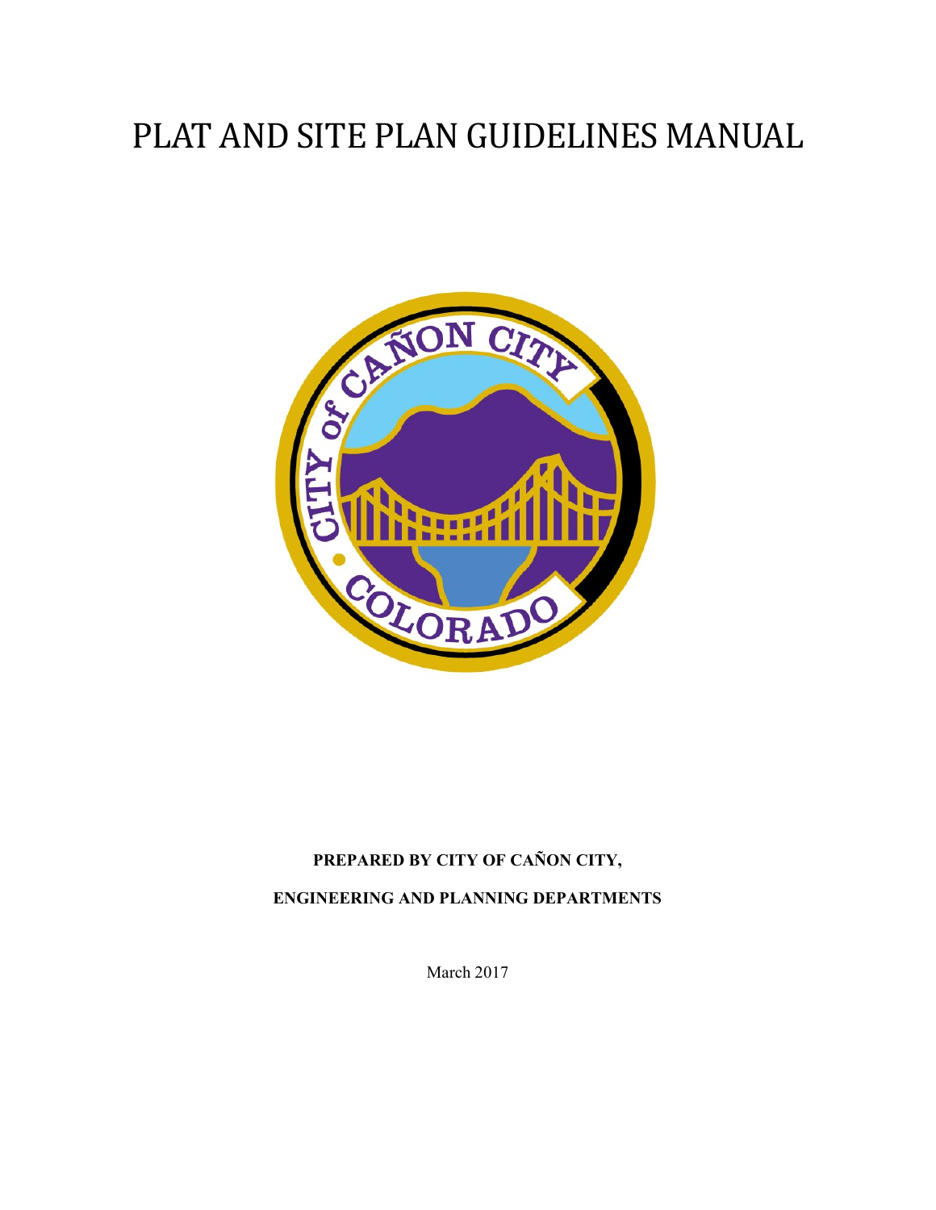# PLAT AND SITE PLAN GUIDELINES MANUAL

**PREPARED BY CITY OF CAÑON CITY,**

**ENGINEERING AND PLANNING DEPARTMENTS**

March 2017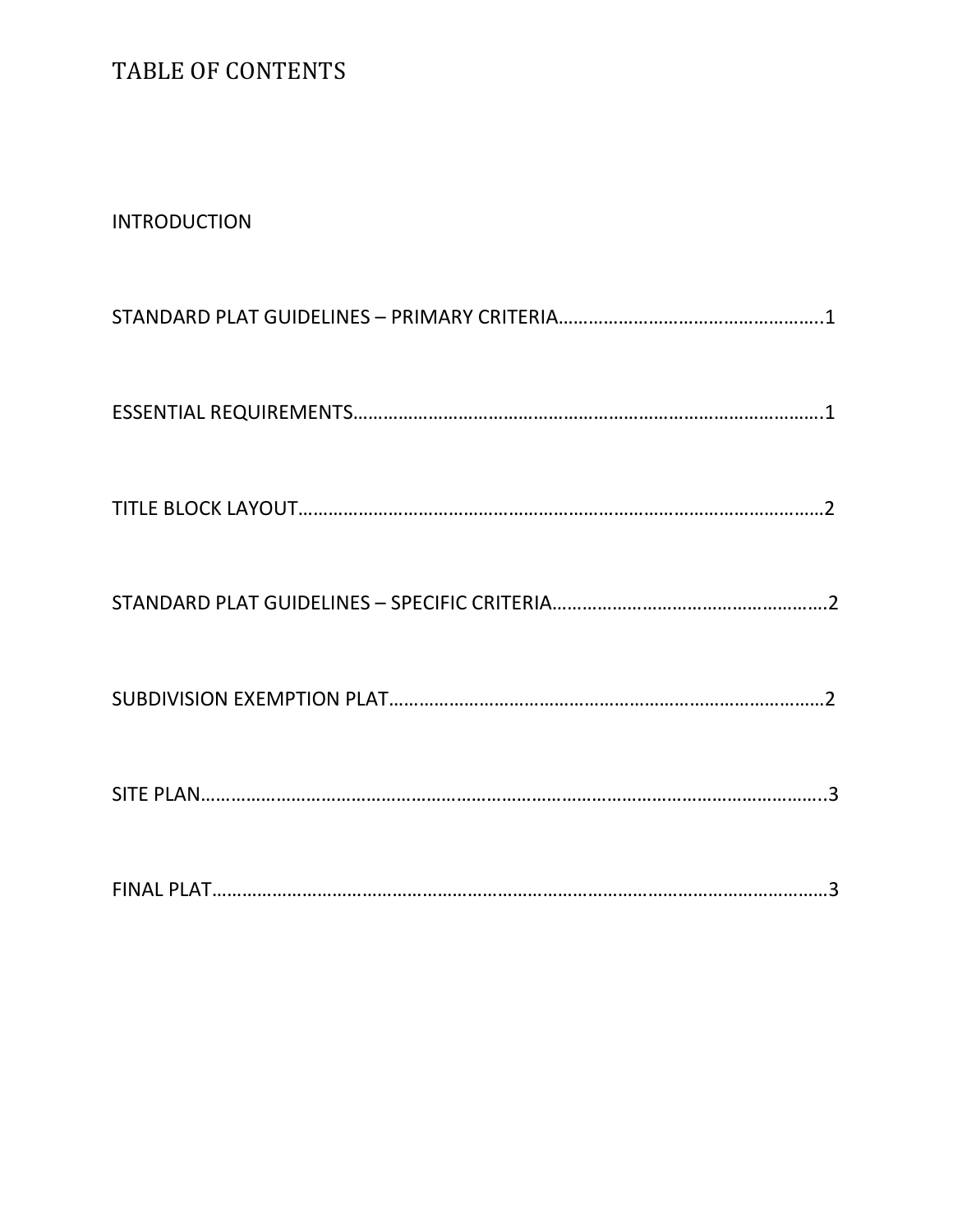# TABLE OF CONTENTS

INTRODUCTION

STANDARD PLAT GUIDELINES – PRIMARY CRITERIA……………………………………………….1

ESSENTIAL REQUIREMENTS……………………………………………………………………………….1

TITLE BLOCK LAYOUT……………………………………………………………………………………………2

STANDARD PLAT GUIDELINES – SPECIFIC CRITERIA………………………………………………….2

SUBDIVISION EXEMPTION PLAT……………………………………………………………………………2

SITE PLAN………………………………………………………………………………………………………………..3

FINAL PLAT……………………………………………………………………………………………………………3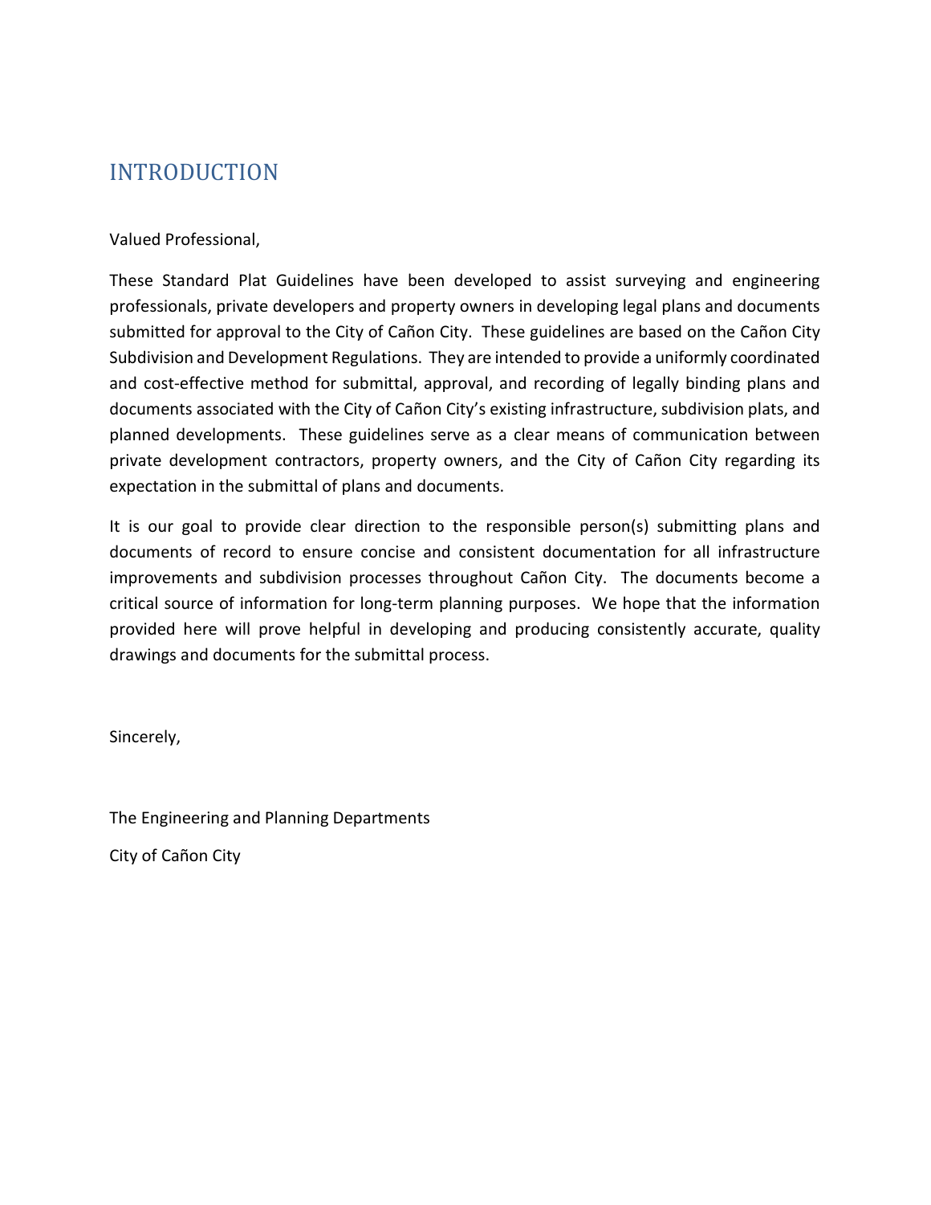# INTRODUCTION

Valued Professional,

These Standard Plat Guidelines have been developed to assist surveying and engineering professionals, private developers and property owners in developing legal plans and documents submitted for approval to the City of Cañon City. These guidelines are based on the Cañon City Subdivision and Development Regulations. They are intended to provide a uniformly coordinated and cost-effective method for submittal, approval, and recording of legally binding plans and documents associated with the City of Cañon City's existing infrastructure, subdivision plats, and planned developments. These guidelines serve as a clear means of communication between private development contractors, property owners, and the City of Cañon City regarding its expectation in the submittal of plans and documents.

It is our goal to provide clear direction to the responsible person(s) submitting plans and documents of record to ensure concise and consistent documentation for all infrastructure improvements and subdivision processes throughout Cañon City. The documents become a critical source of information for long-term planning purposes. We hope that the information provided here will prove helpful in developing and producing consistently accurate, quality drawings and documents for the submittal process.

Sincerely,

The Engineering and Planning Departments

City of Cañon City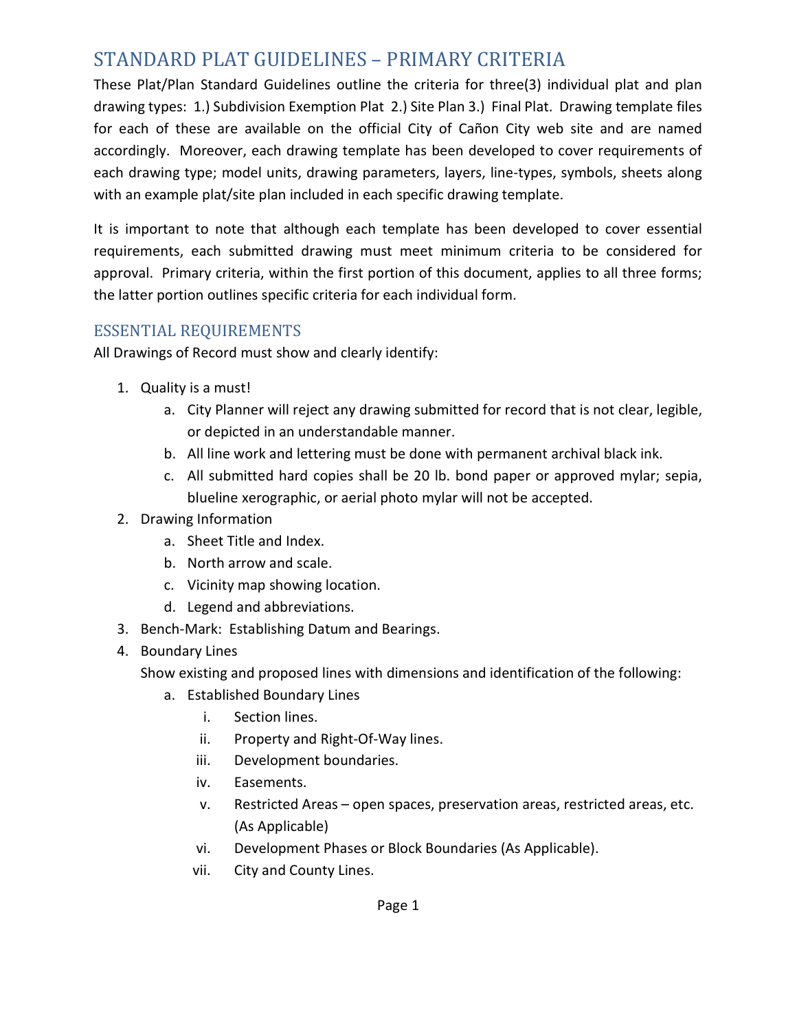# STANDARD PLAT GUIDELINES – PRIMARY CRITERIA

These Plat/Plan Standard Guidelines outline the criteria for three(3) individual plat and plan drawing types: 1.) Subdivision Exemption Plat 2.) Site Plan 3.) Final Plat. Drawing template files for each of these are available on the official City of Cañon City web site and are named accordingly. Moreover, each drawing template has been developed to cover requirements of each drawing type; model units, drawing parameters, layers, line-types, symbols, sheets along with an example plat/site plan included in each specific drawing template.

It is important to note that although each template has been developed to cover essential requirements, each submitted drawing must meet minimum criteria to be considered for approval. Primary criteria, within the first portion of this document, applies to all three forms; the latter portion outlines specific criteria for each individual form.

## ESSENTIAL REQUIREMENTS

All Drawings of Record must show and clearly identify:

1. Quality is a must!
    a. City Planner will reject any drawing submitted for record that is not clear, legible, or depicted in an understandable manner.
    b. All line work and lettering must be done with permanent archival black ink.
    c. All submitted hard copies shall be 20 lb. bond paper or approved mylar; sepia, blueline xerographic, or aerial photo mylar will not be accepted.
2. Drawing Information
    a. Sheet Title and Index.
    b. North arrow and scale.
    c. Vicinity map showing location.
    d. Legend and abbreviations.
3. Bench-Mark: Establishing Datum and Bearings.
4. Boundary Lines

    Show existing and proposed lines with dimensions and identification of the following:
    a. Established Boundary Lines
        i. Section lines.
        ii. Property and Right-Of-Way lines.
        iii. Development boundaries.
        iv. Easements.
        v. Restricted Areas – open spaces, preservation areas, restricted areas, etc. (As Applicable)
        vi. Development Phases or Block Boundaries (As Applicable).
        vii. City and County Lines.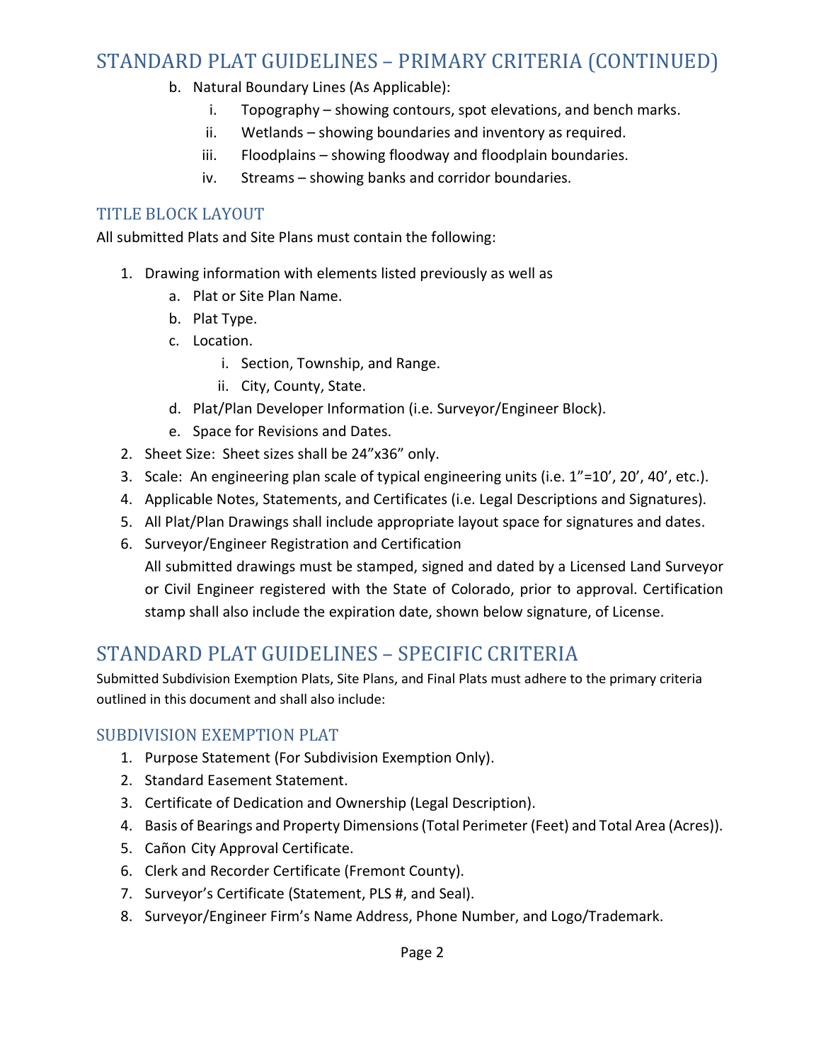## STANDARD PLAT GUIDELINES – PRIMARY CRITERIA (CONTINUED)

b. Natural Boundary Lines (As Applicable):
   i. Topography – showing contours, spot elevations, and bench marks.
   ii. Wetlands – showing boundaries and inventory as required.
   iii. Floodplains – showing floodway and floodplain boundaries.
   iv. Streams – showing banks and corridor boundaries.

### TITLE BLOCK LAYOUT

All submitted Plats and Site Plans must contain the following:

1. Drawing information with elements listed previously as well as
   a. Plat or Site Plan Name.
   b. Plat Type.
   c. Location.
      i. Section, Township, and Range.
      ii. City, County, State.
   d. Plat/Plan Developer Information (i.e. Surveyor/Engineer Block).
   e. Space for Revisions and Dates.
2. Sheet Size: Sheet sizes shall be 24"x36" only.
3. Scale: An engineering plan scale of typical engineering units (i.e. 1"=10', 20', 40', etc.).
4. Applicable Notes, Statements, and Certificates (i.e. Legal Descriptions and Signatures).
5. All Plat/Plan Drawings shall include appropriate layout space for signatures and dates.
6. Surveyor/Engineer Registration and Certification
   All submitted drawings must be stamped, signed and dated by a Licensed Land Surveyor or Civil Engineer registered with the State of Colorado, prior to approval. Certification stamp shall also include the expiration date, shown below signature, of License.

## STANDARD PLAT GUIDELINES – SPECIFIC CRITERIA

Submitted Subdivision Exemption Plats, Site Plans, and Final Plats must adhere to the primary criteria outlined in this document and shall also include:

### SUBDIVISION EXEMPTION PLAT

1. Purpose Statement (For Subdivision Exemption Only).
2. Standard Easement Statement.
3. Certificate of Dedication and Ownership (Legal Description).
4. Basis of Bearings and Property Dimensions (Total Perimeter (Feet) and Total Area (Acres)).
5. Cañon City Approval Certificate.
6. Clerk and Recorder Certificate (Fremont County).
7. Surveyor's Certificate (Statement, PLS #, and Seal).
8. Surveyor/Engineer Firm's Name Address, Phone Number, and Logo/Trademark.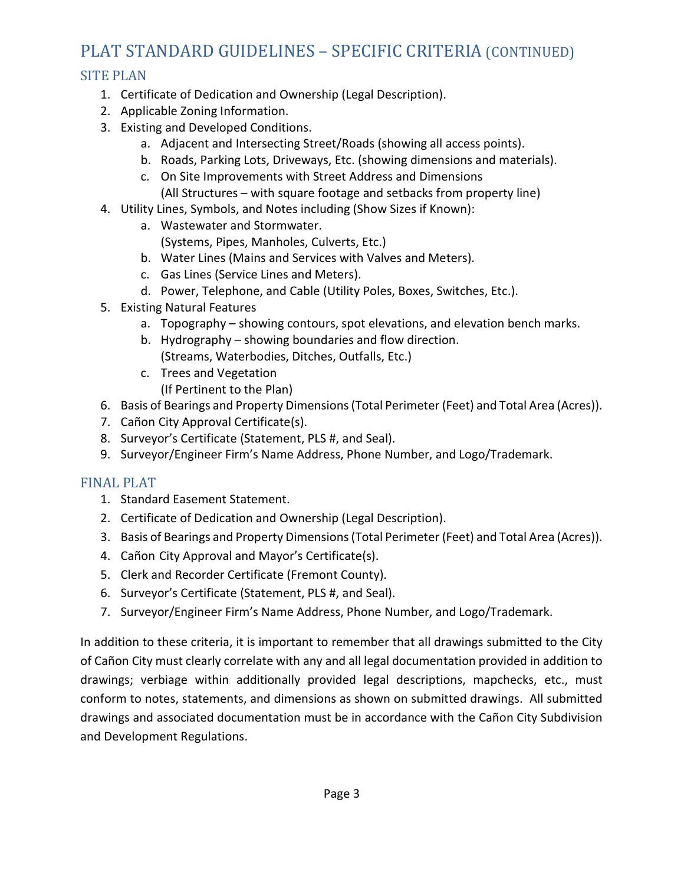# PLAT STANDARD GUIDELINES – SPECIFIC CRITERIA (CONTINUED)

## SITE PLAN

1. Certificate of Dedication and Ownership (Legal Description).
2. Applicable Zoning Information.
3. Existing and Developed Conditions.
    a. Adjacent and Intersecting Street/Roads (showing all access points).
    b. Roads, Parking Lots, Driveways, Etc. (showing dimensions and materials).
    c. On Site Improvements with Street Address and Dimensions
    (All Structures – with square footage and setbacks from property line)
4. Utility Lines, Symbols, and Notes including (Show Sizes if Known):
    a. Wastewater and Stormwater.
    (Systems, Pipes, Manholes, Culverts, Etc.)
    b. Water Lines (Mains and Services with Valves and Meters).
    c. Gas Lines (Service Lines and Meters).
    d. Power, Telephone, and Cable (Utility Poles, Boxes, Switches, Etc.).
5. Existing Natural Features
    a. Topography – showing contours, spot elevations, and elevation bench marks.
    b. Hydrography – showing boundaries and flow direction.
    (Streams, Waterbodies, Ditches, Outfalls, Etc.)
    c. Trees and Vegetation
    (If Pertinent to the Plan)
6. Basis of Bearings and Property Dimensions (Total Perimeter (Feet) and Total Area (Acres)).
7. Cañon City Approval Certificate(s).
8. Surveyor's Certificate (Statement, PLS #, and Seal).
9. Surveyor/Engineer Firm's Name Address, Phone Number, and Logo/Trademark.

## FINAL PLAT

1. Standard Easement Statement.
2. Certificate of Dedication and Ownership (Legal Description).
3. Basis of Bearings and Property Dimensions (Total Perimeter (Feet) and Total Area (Acres)).
4. Cañon City Approval and Mayor's Certificate(s).
5. Clerk and Recorder Certificate (Fremont County).
6. Surveyor's Certificate (Statement, PLS #, and Seal).
7. Surveyor/Engineer Firm's Name Address, Phone Number, and Logo/Trademark.

In addition to these criteria, it is important to remember that all drawings submitted to the City of Cañon City must clearly correlate with any and all legal documentation provided in addition to drawings; verbiage within additionally provided legal descriptions, mapchecks, etc., must conform to notes, statements, and dimensions as shown on submitted drawings. All submitted drawings and associated documentation must be in accordance with the Cañon City Subdivision and Development Regulations.